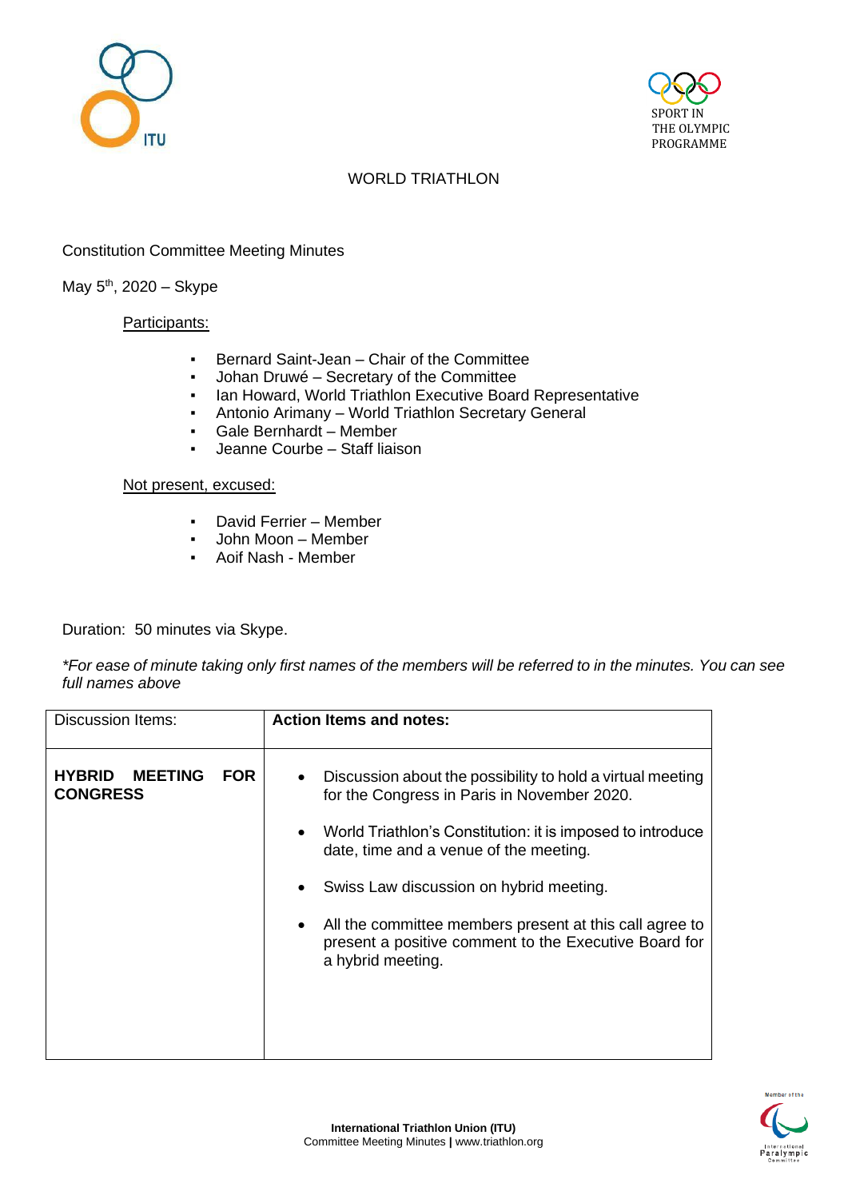SPORT IN THE OLYMPIC PROGRAMME

WORLD TRIATHLON

Constitution Committee Meeting Minutes

May 5th, 2020 – Skype

Participants:

- Bernard Saint-Jean – Chair of the Committee
- Johan Druwé – Secretary of the Committee
- Ian Howard, World Triathlon Executive Board Representative
- Antonio Arimany – World Triathlon Secretary General
- Gale Bernhardt – Member
- Jeanne Courbe – Staff liaison

Not present, excused:

- David Ferrier – Member
- John Moon – Member
- Aoif Nash - Member

Duration: 50 minutes via Skype.

*For ease of minute taking only first names of the members will be referred to in the minutes. You can see full names above*

| Discussion Items: | **Action Items and notes:** |
| --- | --- |
| **HYBRID MEETING FOR CONGRESS** | • Discussion about the possibility to hold a virtual meeting for the Congress in Paris in November 2020.<br>• World Triathlon's Constitution: it is imposed to introduce date, time and a venue of the meeting.<br>• Swiss Law discussion on hybrid meeting.<br>• All the committee members present at this call agree to present a positive comment to the Executive Board for a hybrid meeting. |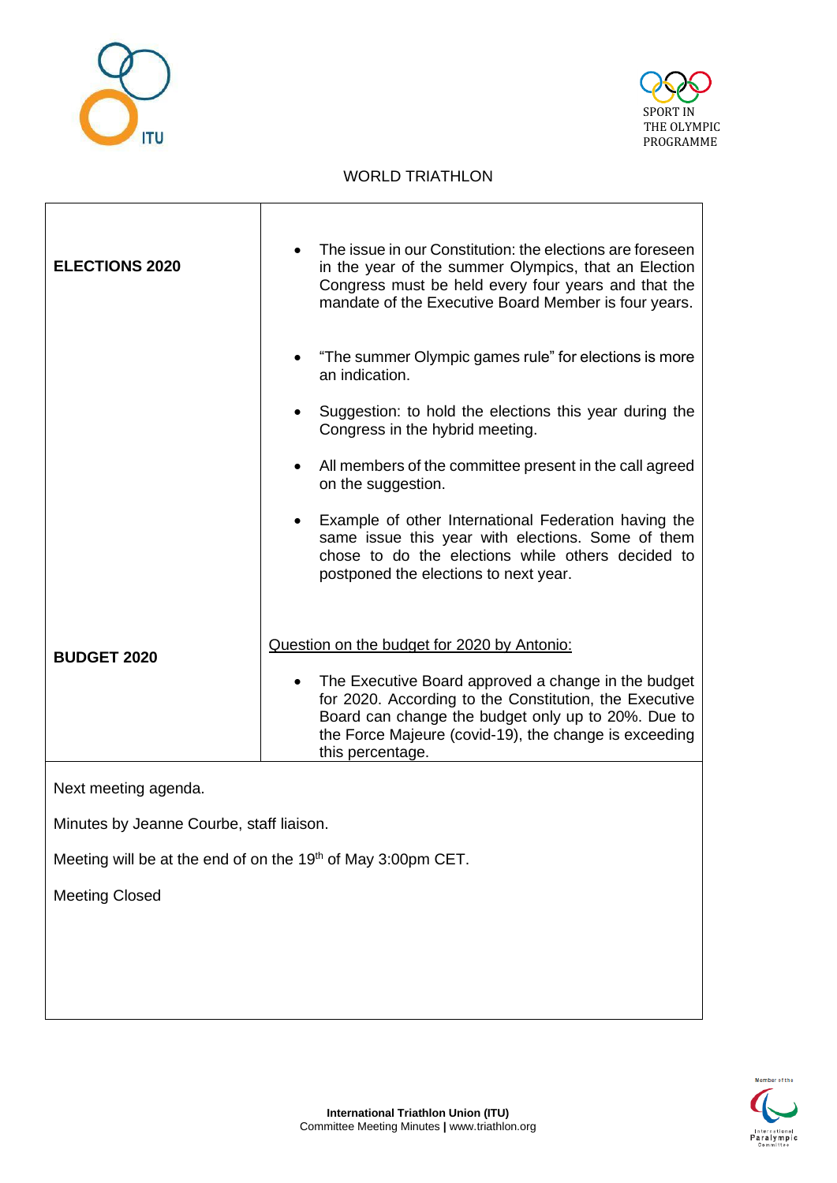WORLD TRIATHLON

| | |
|---|---|
| **ELECTIONS 2020** | • The issue in our Constitution: the elections are foreseen in the year of the summer Olympics, that an Election Congress must be held every four years and that the mandate of the Executive Board Member is four years.<br><br>• "The summer Olympic games rule" for elections is more an indication.<br><br>• Suggestion: to hold the elections this year during the Congress in the hybrid meeting.<br><br>• All members of the committee present in the call agreed on the suggestion.<br><br>• Example of other International Federation having the same issue this year with elections. Some of them chose to do the elections while others decided to postponed the elections to next year. |
| **BUDGET 2020** | <u>Question on the budget for 2020 by Antonio:</u><br><br>• The Executive Board approved a change in the budget for 2020. According to the Constitution, the Executive Board can change the budget only up to 20%. Due to the Force Majeure (covid-19), the change is exceeding this percentage. |

Next meeting agenda.

Minutes by Jeanne Courbe, staff liaison.

Meeting will be at the end of on the 19th of May 3:00pm CET.

Meeting Closed